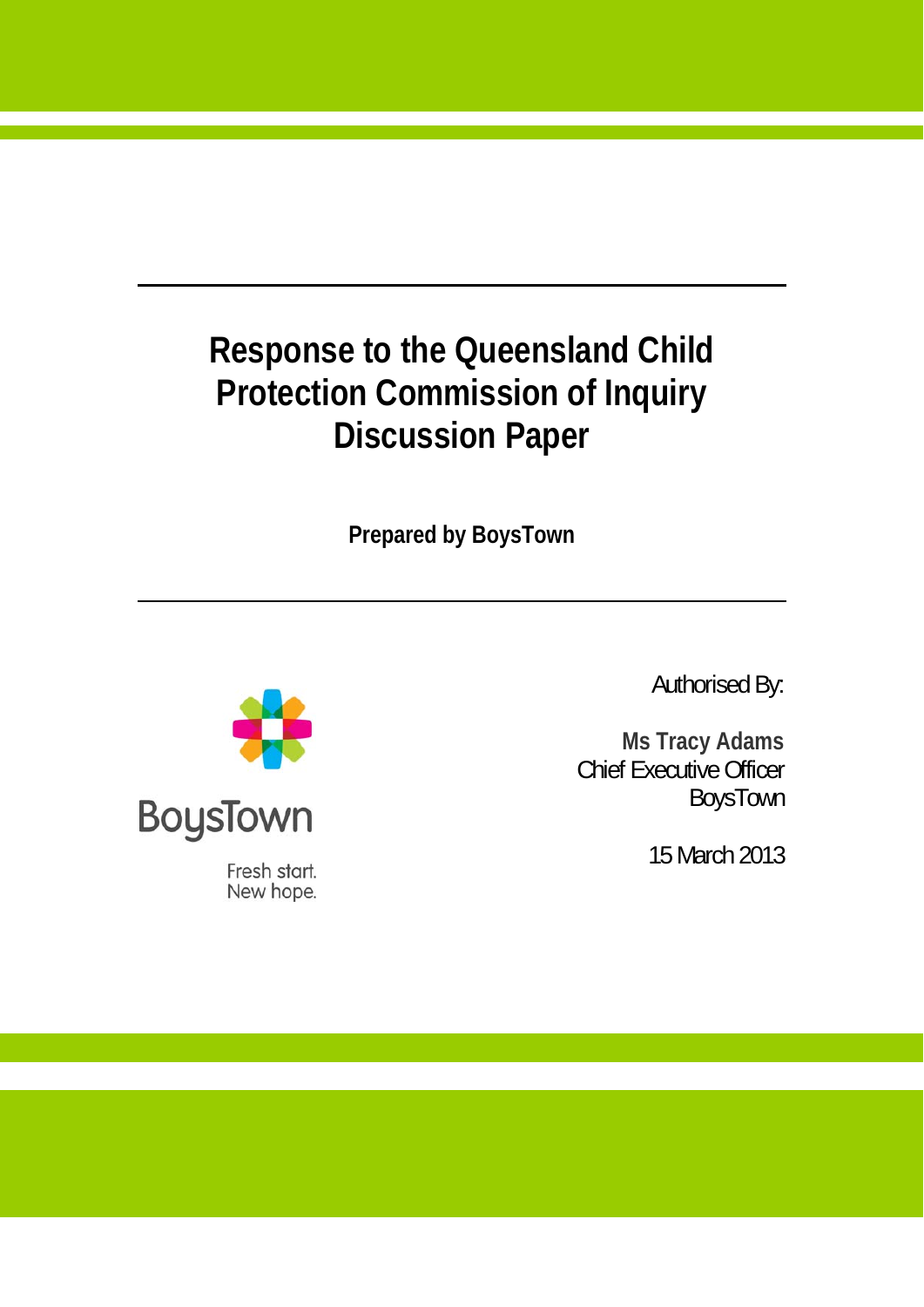# Response to the Queensland Child Protection Commission of Inquiry Discussion Paper

**Prepared by BoysTown**

BoysTown

Fresh start.
New hope.

Authorised By:

**Ms Tracy Adams**
Chief Executive Officer
BoysTown

15 March 2013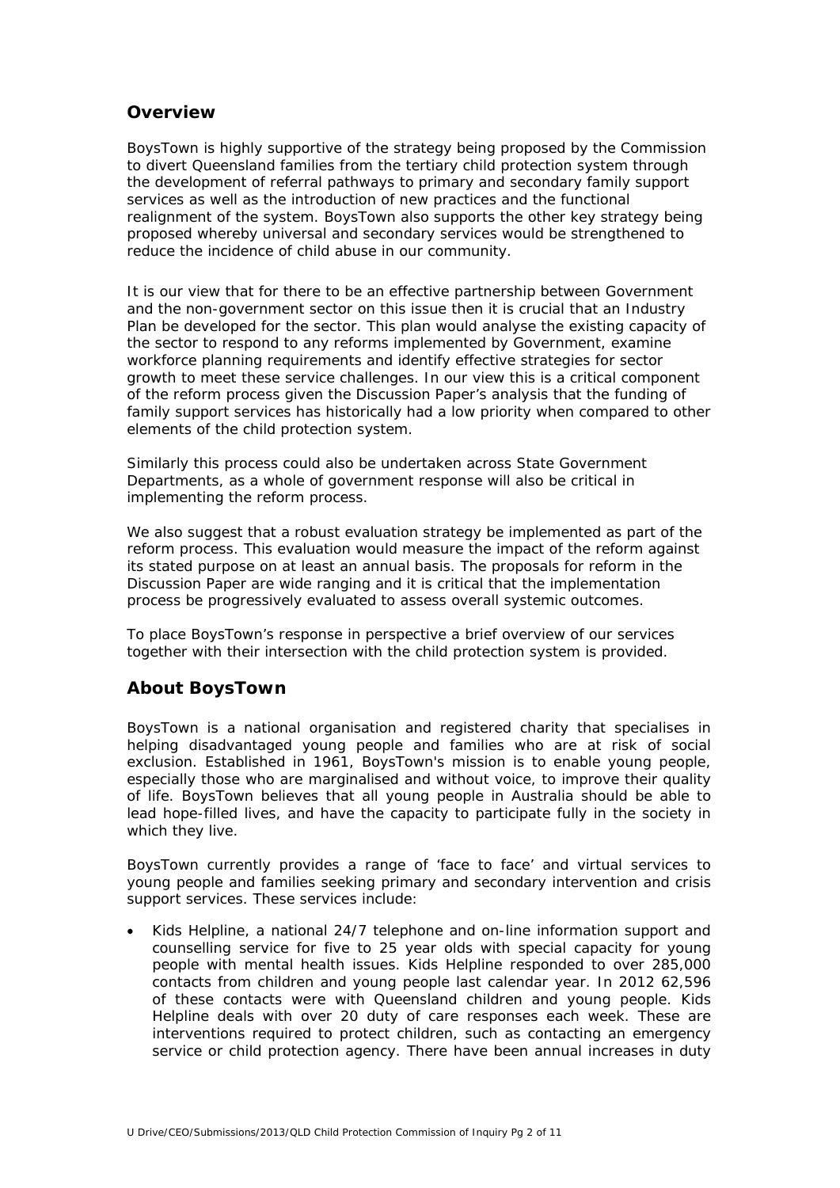## Overview

BoysTown is highly supportive of the strategy being proposed by the Commission to divert Queensland families from the tertiary child protection system through the development of referral pathways to primary and secondary family support services as well as the introduction of new practices and the functional realignment of the system. BoysTown also supports the other key strategy being proposed whereby universal and secondary services would be strengthened to reduce the incidence of child abuse in our community.

It is our view that for there to be an effective partnership between Government and the non-government sector on this issue then it is crucial that an Industry Plan be developed for the sector. This plan would analyse the existing capacity of the sector to respond to any reforms implemented by Government, examine workforce planning requirements and identify effective strategies for sector growth to meet these service challenges. In our view this is a critical component of the reform process given the Discussion Paper's analysis that the funding of family support services has historically had a low priority when compared to other elements of the child protection system.

Similarly this process could also be undertaken across State Government Departments, as a whole of government response will also be critical in implementing the reform process.

We also suggest that a robust evaluation strategy be implemented as part of the reform process. This evaluation would measure the impact of the reform against its stated purpose on at least an annual basis. The proposals for reform in the Discussion Paper are wide ranging and it is critical that the implementation process be progressively evaluated to assess overall systemic outcomes.

To place BoysTown's response in perspective a brief overview of our services together with their intersection with the child protection system is provided.

## About BoysTown

BoysTown is a national organisation and registered charity that specialises in helping disadvantaged young people and families who are at risk of social exclusion. Established in 1961, BoysTown's mission is to enable young people, especially those who are marginalised and without voice, to improve their quality of life. BoysTown believes that all young people in Australia should be able to lead hope-filled lives, and have the capacity to participate fully in the society in which they live.

BoysTown currently provides a range of 'face to face' and virtual services to young people and families seeking primary and secondary intervention and crisis support services. These services include:

- Kids Helpline, a national 24/7 telephone and on-line information support and counselling service for five to 25 year olds with special capacity for young people with mental health issues. Kids Helpline responded to over 285,000 contacts from children and young people last calendar year. In 2012 62,596 of these contacts were with Queensland children and young people. Kids Helpline deals with over 20 duty of care responses each week. These are interventions required to protect children, such as contacting an emergency service or child protection agency. There have been annual increases in duty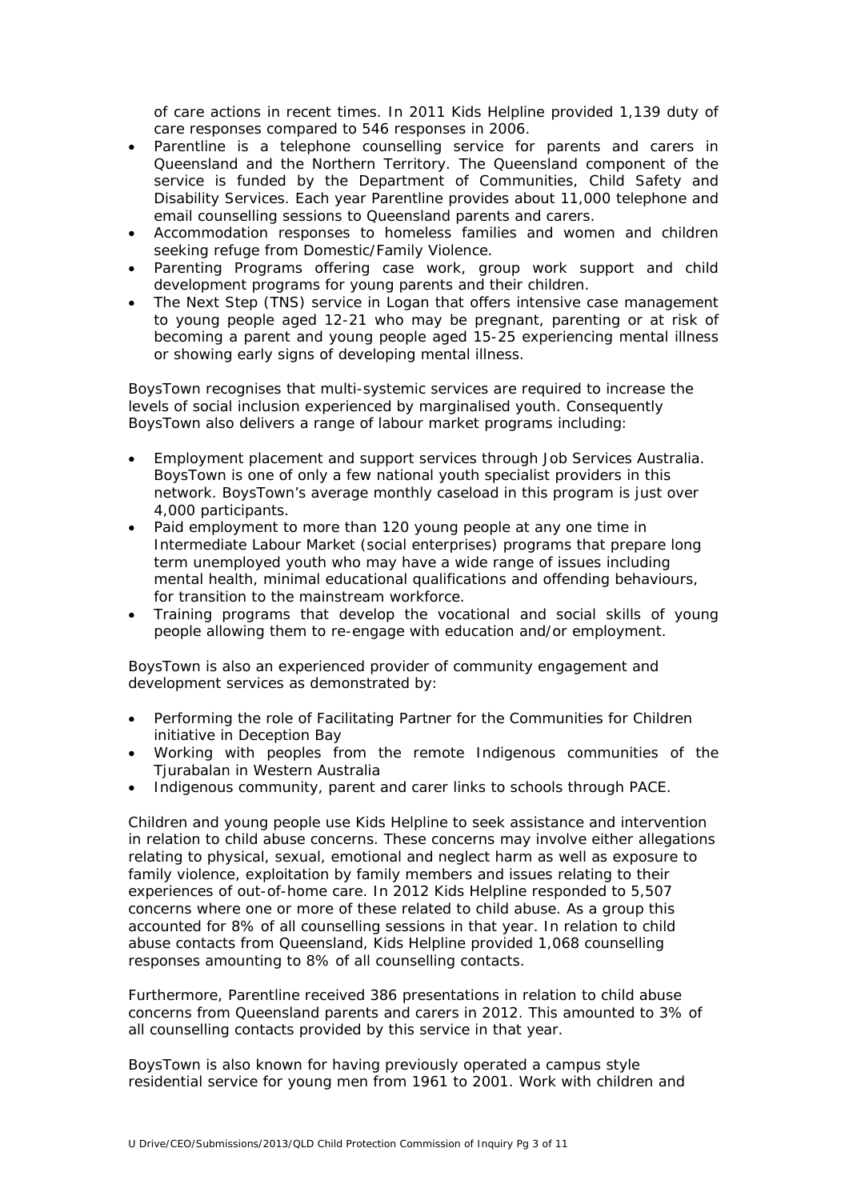of care actions in recent times. In 2011 Kids Helpline provided 1,139 duty of care responses compared to 546 responses in 2006.

- Parentline is a telephone counselling service for parents and carers in Queensland and the Northern Territory. The Queensland component of the service is funded by the Department of Communities, Child Safety and Disability Services. Each year Parentline provides about 11,000 telephone and email counselling sessions to Queensland parents and carers.
- Accommodation responses to homeless families and women and children seeking refuge from Domestic/Family Violence.
- Parenting Programs offering case work, group work support and child development programs for young parents and their children.
- The Next Step (TNS) service in Logan that offers intensive case management to young people aged 12-21 who may be pregnant, parenting or at risk of becoming a parent and young people aged 15-25 experiencing mental illness or showing early signs of developing mental illness.

BoysTown recognises that multi-systemic services are required to increase the levels of social inclusion experienced by marginalised youth. Consequently BoysTown also delivers a range of labour market programs including:

- Employment placement and support services through Job Services Australia. BoysTown is one of only a few national youth specialist providers in this network. BoysTown's average monthly caseload in this program is just over 4,000 participants.
- Paid employment to more than 120 young people at any one time in Intermediate Labour Market (social enterprises) programs that prepare long term unemployed youth who may have a wide range of issues including mental health, minimal educational qualifications and offending behaviours, for transition to the mainstream workforce.
- Training programs that develop the vocational and social skills of young people allowing them to re-engage with education and/or employment.

BoysTown is also an experienced provider of community engagement and development services as demonstrated by:

- Performing the role of Facilitating Partner for the Communities for Children initiative in Deception Bay
- Working with peoples from the remote Indigenous communities of the Tjurabalan in Western Australia
- Indigenous community, parent and carer links to schools through PACE.

Children and young people use Kids Helpline to seek assistance and intervention in relation to child abuse concerns. These concerns may involve either allegations relating to physical, sexual, emotional and neglect harm as well as exposure to family violence, exploitation by family members and issues relating to their experiences of out-of-home care. In 2012 Kids Helpline responded to 5,507 concerns where one or more of these related to child abuse. As a group this accounted for 8% of all counselling sessions in that year. In relation to child abuse contacts from Queensland, Kids Helpline provided 1,068 counselling responses amounting to 8% of all counselling contacts.

Furthermore, Parentline received 386 presentations in relation to child abuse concerns from Queensland parents and carers in 2012. This amounted to 3% of all counselling contacts provided by this service in that year.

BoysTown is also known for having previously operated a campus style residential service for young men from 1961 to 2001. Work with children and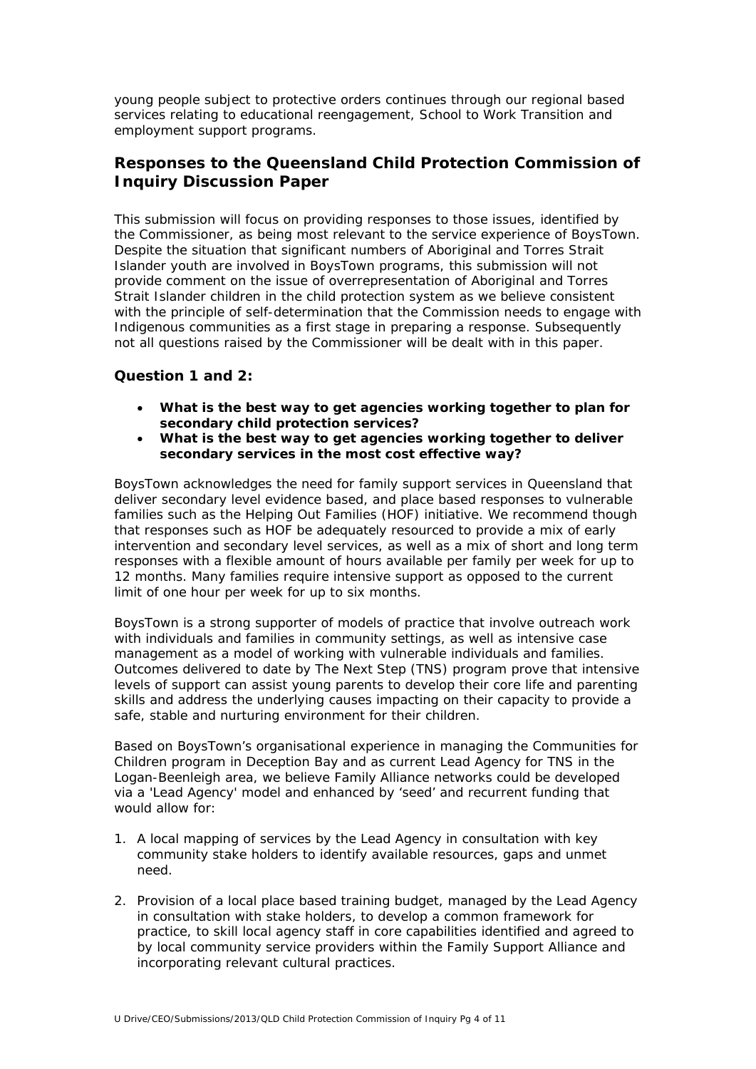young people subject to protective orders continues through our regional based services relating to educational reengagement, School to Work Transition and employment support programs.

## Responses to the Queensland Child Protection Commission of Inquiry Discussion Paper

This submission will focus on providing responses to those issues, identified by the Commissioner, as being most relevant to the service experience of BoysTown. Despite the situation that significant numbers of Aboriginal and Torres Strait Islander youth are involved in BoysTown programs, this submission will not provide comment on the issue of overrepresentation of Aboriginal and Torres Strait Islander children in the child protection system as we believe consistent with the principle of self-determination that the Commission needs to engage with Indigenous communities as a first stage in preparing a response. Subsequently not all questions raised by the Commissioner will be dealt with in this paper.

### Question 1 and 2:

- **What is the best way to get agencies working together to plan for secondary child protection services?**
- **What is the best way to get agencies working together to deliver secondary services in the most cost effective way?**

BoysTown acknowledges the need for family support services in Queensland that deliver secondary level evidence based, and place based responses to vulnerable families such as the Helping Out Families (HOF) initiative. We recommend though that responses such as HOF be adequately resourced to provide a mix of early intervention and secondary level services, as well as a mix of short and long term responses with a flexible amount of hours available per family per week for up to 12 months. Many families require intensive support as opposed to the current limit of one hour per week for up to six months.

BoysTown is a strong supporter of models of practice that involve outreach work with individuals and families in community settings, as well as intensive case management as a model of working with vulnerable individuals and families. Outcomes delivered to date by The Next Step (TNS) program prove that intensive levels of support can assist young parents to develop their core life and parenting skills and address the underlying causes impacting on their capacity to provide a safe, stable and nurturing environment for their children.

Based on BoysTown's organisational experience in managing the Communities for Children program in Deception Bay and as current Lead Agency for TNS in the Logan-Beenleigh area, we believe Family Alliance networks could be developed via a 'Lead Agency' model and enhanced by 'seed' and recurrent funding that would allow for:

1. A local mapping of services by the Lead Agency in consultation with key community stake holders to identify available resources, gaps and unmet need.

2. Provision of a local place based training budget, managed by the Lead Agency in consultation with stake holders, to develop a common framework for practice, to skill local agency staff in core capabilities identified and agreed to by local community service providers within the Family Support Alliance and incorporating relevant cultural practices.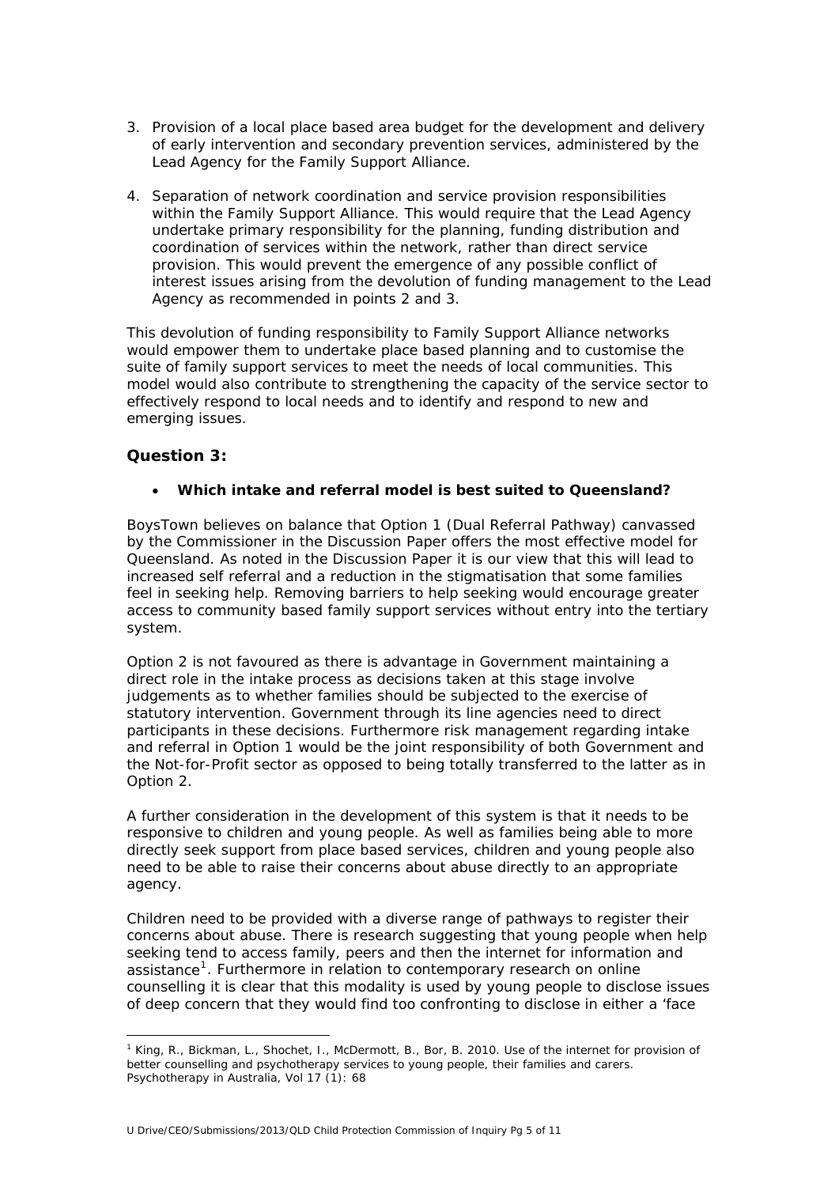3. Provision of a local place based area budget for the development and delivery of early intervention and secondary prevention services, administered by the Lead Agency for the Family Support Alliance.

4. Separation of network coordination and service provision responsibilities within the Family Support Alliance. This would require that the Lead Agency undertake primary responsibility for the planning, funding distribution and coordination of services within the network, rather than direct service provision. This would prevent the emergence of any possible conflict of interest issues arising from the devolution of funding management to the Lead Agency as recommended in points 2 and 3.

This devolution of funding responsibility to Family Support Alliance networks would empower them to undertake place based planning and to customise the suite of family support services to meet the needs of local communities. This model would also contribute to strengthening the capacity of the service sector to effectively respond to local needs and to identify and respond to new and emerging issues.

### Question 3:

- **Which intake and referral model is best suited to Queensland?**

BoysTown believes on balance that Option 1 (Dual Referral Pathway) canvassed by the Commissioner in the Discussion Paper offers the most effective model for Queensland. As noted in the Discussion Paper it is our view that this will lead to increased self referral and a reduction in the stigmatisation that some families feel in seeking help. Removing barriers to help seeking would encourage greater access to community based family support services without entry into the tertiary system.

Option 2 is not favoured as there is advantage in Government maintaining a direct role in the intake process as decisions taken at this stage involve judgements as to whether families should be subjected to the exercise of statutory intervention. Government through its line agencies need to direct participants in these decisions. Furthermore risk management regarding intake and referral in Option 1 would be the joint responsibility of both Government and the Not-for-Profit sector as opposed to being totally transferred to the latter as in Option 2.

A further consideration in the development of this system is that it needs to be responsive to children and young people. As well as families being able to more directly seek support from place based services, children and young people also need to be able to raise their concerns about abuse directly to an appropriate agency.

Children need to be provided with a diverse range of pathways to register their concerns about abuse. There is research suggesting that young people when help seeking tend to access family, peers and then the internet for information and assistance[1]. Furthermore in relation to contemporary research on online counselling it is clear that this modality is used by young people to disclose issues of deep concern that they would find too confronting to disclose in either a 'face

[1] King, R., Bickman, L., Shochet, I., McDermott, B., Bor, B. 2010. Use of the internet for provision of better counselling and psychotherapy services to young people, their families and carers. Psychotherapy in Australia, Vol 17 (1): 68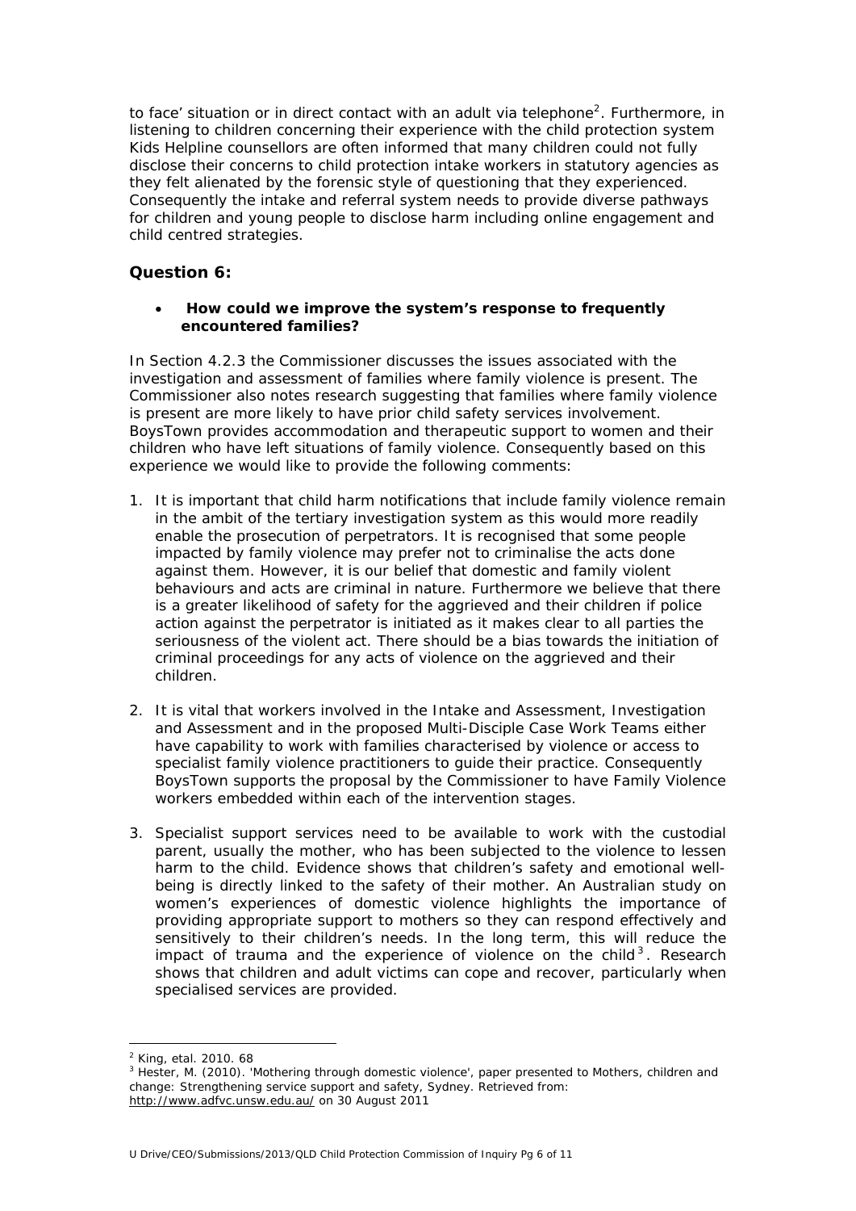to face' situation or in direct contact with an adult via telephone[2]. Furthermore, in listening to children concerning their experience with the child protection system Kids Helpline counsellors are often informed that many children could not fully disclose their concerns to child protection intake workers in statutory agencies as they felt alienated by the forensic style of questioning that they experienced. Consequently the intake and referral system needs to provide diverse pathways for children and young people to disclose harm including online engagement and child centred strategies.

## Question 6:

- **How could we improve the system's response to frequently encountered families?**

In Section 4.2.3 the Commissioner discusses the issues associated with the investigation and assessment of families where family violence is present. The Commissioner also notes research suggesting that families where family violence is present are more likely to have prior child safety services involvement. BoysTown provides accommodation and therapeutic support to women and their children who have left situations of family violence. Consequently based on this experience we would like to provide the following comments:

1. It is important that child harm notifications that include family violence remain in the ambit of the tertiary investigation system as this would more readily enable the prosecution of perpetrators. It is recognised that some people impacted by family violence may prefer not to criminalise the acts done against them. However, it is our belief that domestic and family violent behaviours and acts are criminal in nature. Furthermore we believe that there is a greater likelihood of safety for the aggrieved and their children if police action against the perpetrator is initiated as it makes clear to all parties the seriousness of the violent act. There should be a bias towards the initiation of criminal proceedings for any acts of violence on the aggrieved and their children.

2. It is vital that workers involved in the Intake and Assessment, Investigation and Assessment and in the proposed Multi-Disciple Case Work Teams either have capability to work with families characterised by violence or access to specialist family violence practitioners to guide their practice. Consequently BoysTown supports the proposal by the Commissioner to have Family Violence workers embedded within each of the intervention stages.

3. Specialist support services need to be available to work with the custodial parent, usually the mother, who has been subjected to the violence to lessen harm to the child. Evidence shows that children's safety and emotional well-being is directly linked to the safety of their mother. An Australian study on women's experiences of domestic violence highlights the importance of providing appropriate support to mothers so they can respond effectively and sensitively to their children's needs. In the long term, this will reduce the impact of trauma and the experience of violence on the child[3]. Research shows that children and adult victims can cope and recover, particularly when specialised services are provided.

---

[2] King, etal. 2010. 68

[3] Hester, M. (2010). 'Mothering through domestic violence', paper presented to Mothers, children and change: Strengthening service support and safety, Sydney. Retrieved from: http://www.adfvc.unsw.edu.au/ on 30 August 2011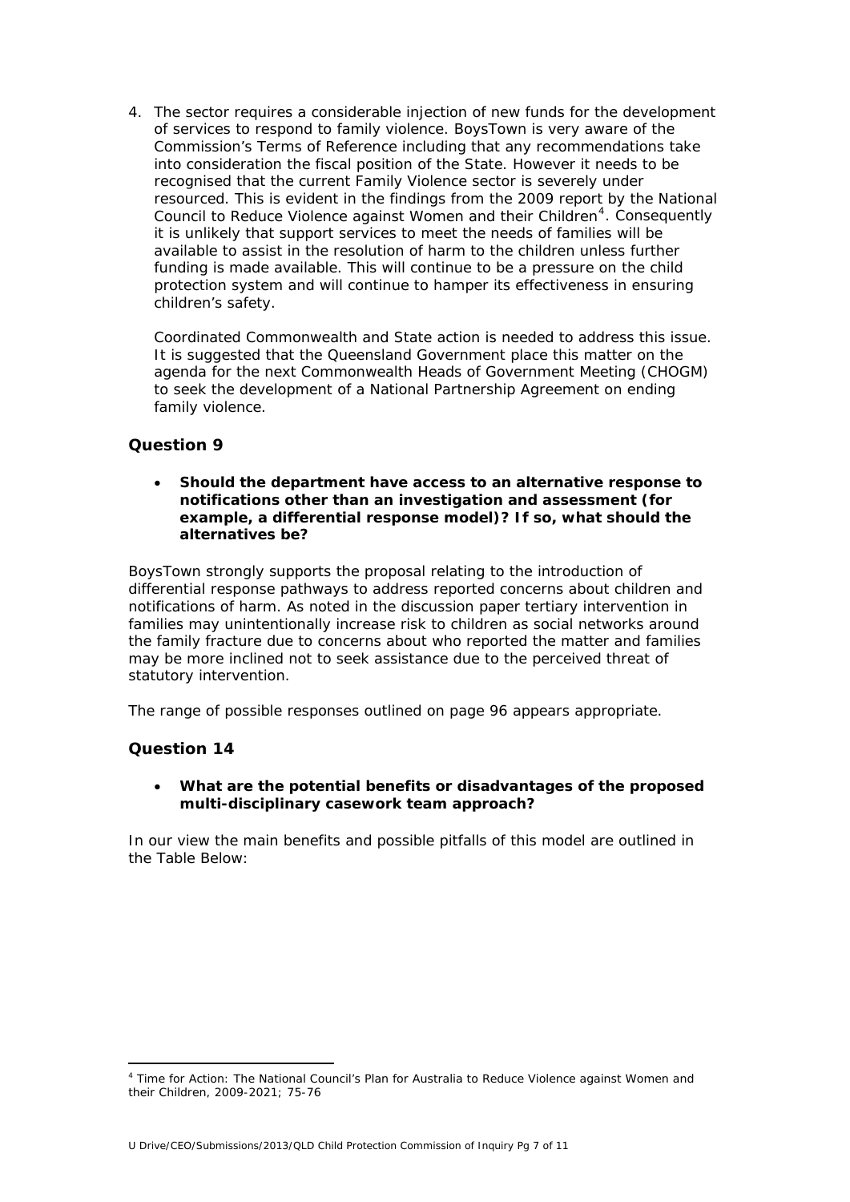4. The sector requires a considerable injection of new funds for the development of services to respond to family violence. BoysTown is very aware of the Commission's Terms of Reference including that any recommendations take into consideration the fiscal position of the State. However it needs to be recognised that the current Family Violence sector is severely under resourced. This is evident in the findings from the 2009 report by the National Council to Reduce Violence against Women and their Children[4]. Consequently it is unlikely that support services to meet the needs of families will be available to assist in the resolution of harm to the children unless further funding is made available. This will continue to be a pressure on the child protection system and will continue to hamper its effectiveness in ensuring children's safety.

   Coordinated Commonwealth and State action is needed to address this issue. It is suggested that the Queensland Government place this matter on the agenda for the next Commonwealth Heads of Government Meeting (CHOGM) to seek the development of a National Partnership Agreement on ending family violence.

## Question 9

- **Should the department have access to an alternative response to notifications other than an investigation and assessment (for example, a differential response model)? If so, what should the alternatives be?**

BoysTown strongly supports the proposal relating to the introduction of differential response pathways to address reported concerns about children and notifications of harm. As noted in the discussion paper tertiary intervention in families may unintentionally increase risk to children as social networks around the family fracture due to concerns about who reported the matter and families may be more inclined not to seek assistance due to the perceived threat of statutory intervention.

The range of possible responses outlined on page 96 appears appropriate.

## Question 14

- **What are the potential benefits or disadvantages of the proposed multi-disciplinary casework team approach?**

In our view the main benefits and possible pitfalls of this model are outlined in the Table Below:

[4] Time for Action: The National Council's Plan for Australia to Reduce Violence against Women and their Children, 2009-2021; 75-76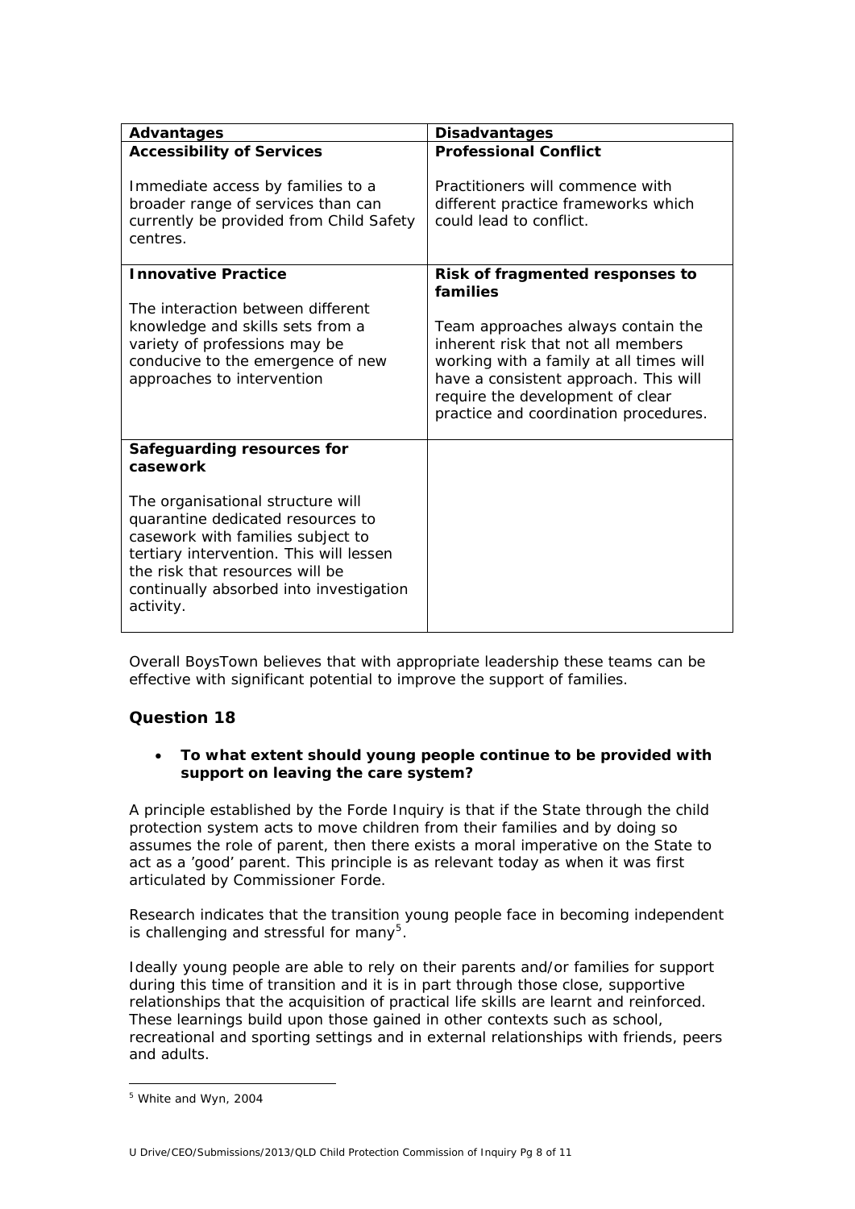| Advantages | Disadvantages |
| --- | --- |
| **Accessibility of Services**<br><br>Immediate access by families to a broader range of services than can currently be provided from Child Safety centres. | **Professional Conflict**<br><br>Practitioners will commence with different practice frameworks which could lead to conflict. |
| **Innovative Practice**<br><br>The interaction between different knowledge and skills sets from a variety of professions may be conducive to the emergence of new approaches to intervention | **Risk of fragmented responses to families**<br><br>Team approaches always contain the inherent risk that not all members working with a family at all times will have a consistent approach. This will require the development of clear practice and coordination procedures. |
| **Safeguarding resources for casework**<br><br>The organisational structure will quarantine dedicated resources to casework with families subject to tertiary intervention. This will lessen the risk that resources will be continually absorbed into investigation activity. | |

Overall BoysTown believes that with appropriate leadership these teams can be effective with significant potential to improve the support of families.

### Question 18

- **To what extent should young people continue to be provided with support on leaving the care system?**

A principle established by the Forde Inquiry is that if the State through the child protection system acts to move children from their families and by doing so assumes the role of parent, then there exists a moral imperative on the State to act as a 'good' parent. This principle is as relevant today as when it was first articulated by Commissioner Forde.

Research indicates that the transition young people face in becoming independent is challenging and stressful for many[5].

Ideally young people are able to rely on their parents and/or families for support during this time of transition and it is in part through those close, supportive relationships that the acquisition of practical life skills are learnt and reinforced. These learnings build upon those gained in other contexts such as school, recreational and sporting settings and in external relationships with friends, peers and adults.

[5] White and Wyn, 2004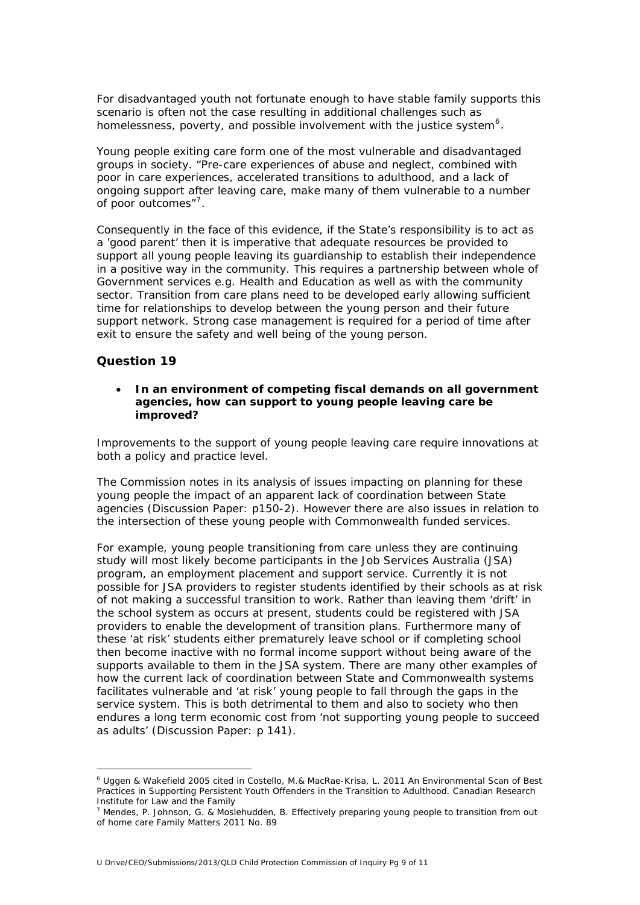For disadvantaged youth not fortunate enough to have stable family supports this scenario is often not the case resulting in additional challenges such as homelessness, poverty, and possible involvement with the justice system[6].

Young people exiting care form one of the most vulnerable and disadvantaged groups in society. "Pre-care experiences of abuse and neglect, combined with poor in care experiences, accelerated transitions to adulthood, and a lack of ongoing support after leaving care, make many of them vulnerable to a number of poor outcomes"[7].

Consequently in the face of this evidence, if the State's responsibility is to act as a 'good parent' then it is imperative that adequate resources be provided to support all young people leaving its guardianship to establish their independence in a positive way in the community. This requires a partnership between whole of Government services e.g. Health and Education as well as with the community sector. Transition from care plans need to be developed early allowing sufficient time for relationships to develop between the young person and their future support network. Strong case management is required for a period of time after exit to ensure the safety and well being of the young person.

## Question 19

- **In an environment of competing fiscal demands on all government agencies, how can support to young people leaving care be improved?**

Improvements to the support of young people leaving care require innovations at both a policy and practice level.

The Commission notes in its analysis of issues impacting on planning for these young people the impact of an apparent lack of coordination between State agencies (Discussion Paper: p150-2). However there are also issues in relation to the intersection of these young people with Commonwealth funded services.

For example, young people transitioning from care unless they are continuing study will most likely become participants in the Job Services Australia (JSA) program, an employment placement and support service. Currently it is not possible for JSA providers to register students identified by their schools as at risk of not making a successful transition to work. Rather than leaving them 'drift' in the school system as occurs at present, students could be registered with JSA providers to enable the development of transition plans. Furthermore many of these 'at risk' students either prematurely leave school or if completing school then become inactive with no formal income support without being aware of the supports available to them in the JSA system. There are many other examples of how the current lack of coordination between State and Commonwealth systems facilitates vulnerable and 'at risk' young people to fall through the gaps in the service system. This is both detrimental to them and also to society who then endures a long term economic cost from 'not supporting young people to succeed as adults' (Discussion Paper: p 141).

---

[6] Uggen & Wakefield 2005 cited in Costello, M.& MacRae-Krisa, L. 2011 An Environmental Scan of Best Practices in Supporting Persistent Youth Offenders in the Transition to Adulthood. Canadian Research Institute for Law and the Family

[7] Mendes, P. Johnson, G. & Moslehudden, B. Effectively preparing young people to transition from out of home care Family Matters 2011 No. 89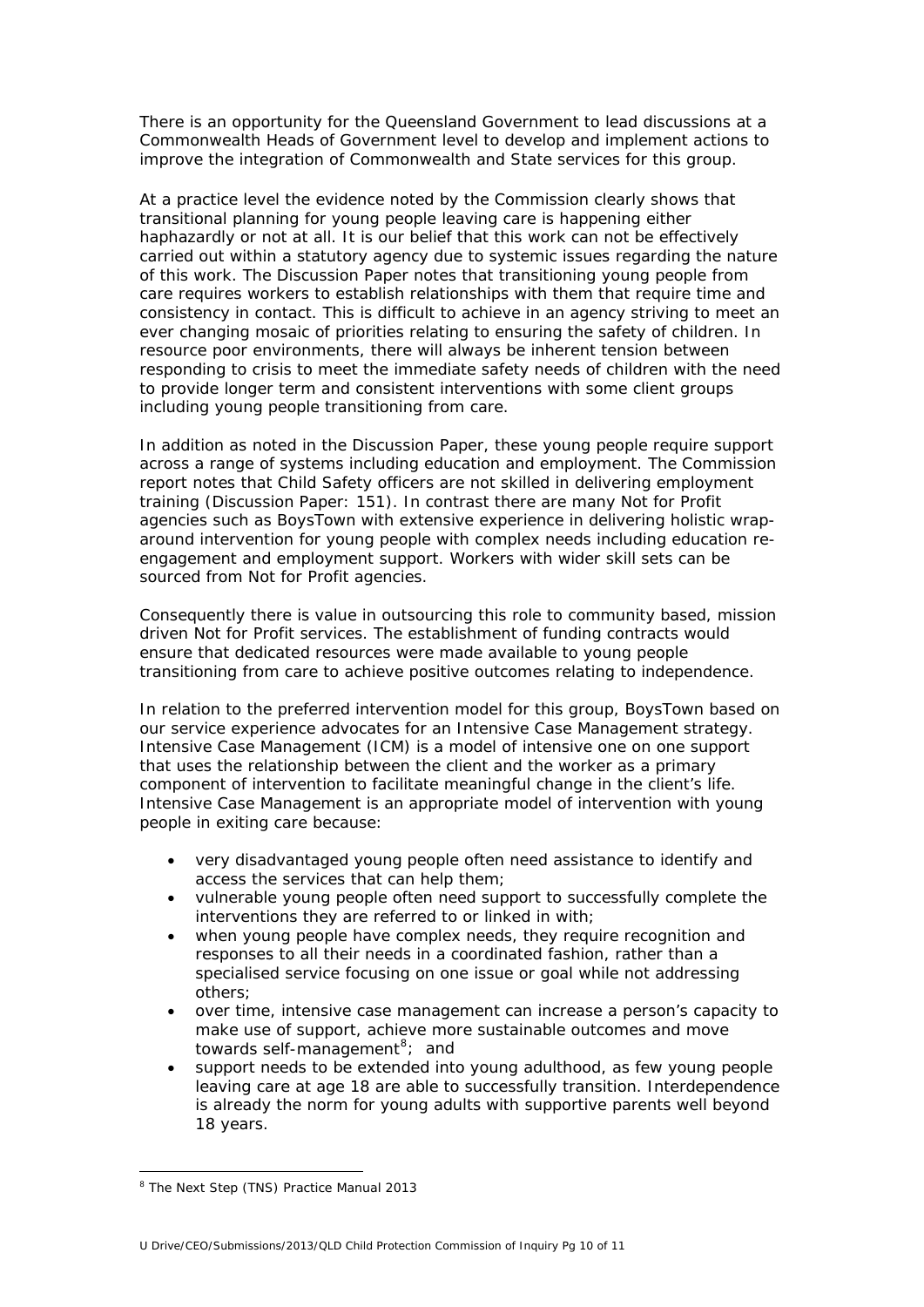There is an opportunity for the Queensland Government to lead discussions at a Commonwealth Heads of Government level to develop and implement actions to improve the integration of Commonwealth and State services for this group.

At a practice level the evidence noted by the Commission clearly shows that transitional planning for young people leaving care is happening either haphazardly or not at all. It is our belief that this work can not be effectively carried out within a statutory agency due to systemic issues regarding the nature of this work. The Discussion Paper notes that transitioning young people from care requires workers to establish relationships with them that require time and consistency in contact. This is difficult to achieve in an agency striving to meet an ever changing mosaic of priorities relating to ensuring the safety of children. In resource poor environments, there will always be inherent tension between responding to crisis to meet the immediate safety needs of children with the need to provide longer term and consistent interventions with some client groups including young people transitioning from care.

In addition as noted in the Discussion Paper, these young people require support across a range of systems including education and employment. The Commission report notes that Child Safety officers are not skilled in delivering employment training (Discussion Paper: 151). In contrast there are many Not for Profit agencies such as BoysTown with extensive experience in delivering holistic wrap-around intervention for young people with complex needs including education re-engagement and employment support. Workers with wider skill sets can be sourced from Not for Profit agencies.

Consequently there is value in outsourcing this role to community based, mission driven Not for Profit services. The establishment of funding contracts would ensure that dedicated resources were made available to young people transitioning from care to achieve positive outcomes relating to independence.

In relation to the preferred intervention model for this group, BoysTown based on our service experience advocates for an Intensive Case Management strategy. Intensive Case Management (ICM) is a model of intensive one on one support that uses the relationship between the client and the worker as a primary component of intervention to facilitate meaningful change in the client's life. Intensive Case Management is an appropriate model of intervention with young people in exiting care because:

- very disadvantaged young people often need assistance to identify and access the services that can help them;
- vulnerable young people often need support to successfully complete the interventions they are referred to or linked in with;
- when young people have complex needs, they require recognition and responses to all their needs in a coordinated fashion, rather than a specialised service focusing on one issue or goal while not addressing others;
- over time, intensive case management can increase a person's capacity to make use of support, achieve more sustainable outcomes and move towards self-management[8]; and
- support needs to be extended into young adulthood, as few young people leaving care at age 18 are able to successfully transition. Interdependence is already the norm for young adults with supportive parents well beyond 18 years.

[8] The Next Step (TNS) Practice Manual 2013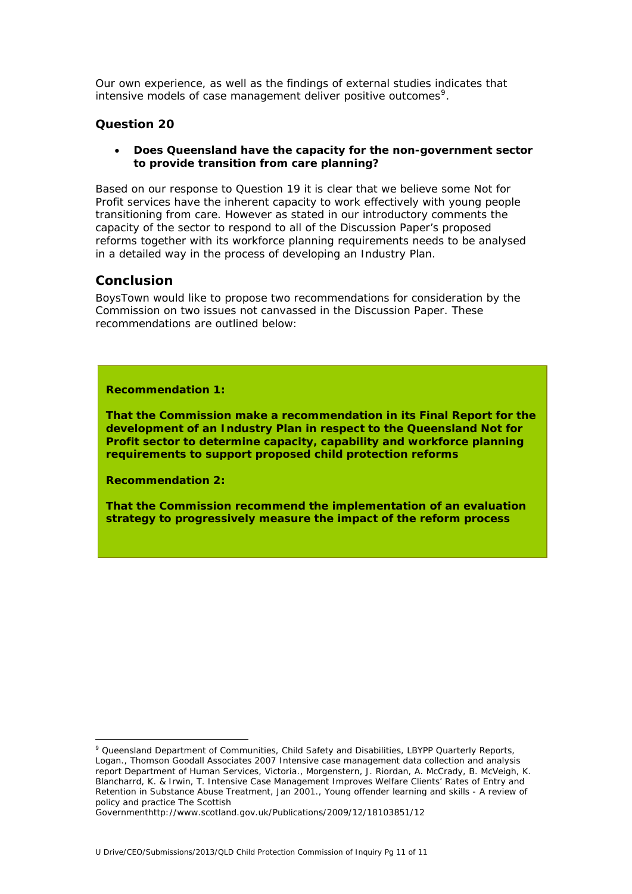Our own experience, as well as the findings of external studies indicates that intensive models of case management deliver positive outcomes[9].

### Question 20

- **Does Queensland have the capacity for the non-government sector to provide transition from care planning?**

Based on our response to Question 19 it is clear that we believe some Not for Profit services have the inherent capacity to work effectively with young people transitioning from care. However as stated in our introductory comments the capacity of the sector to respond to all of the Discussion Paper's proposed reforms together with its workforce planning requirements needs to be analysed in a detailed way in the process of developing an Industry Plan.

## Conclusion

BoysTown would like to propose two recommendations for consideration by the Commission on two issues not canvassed in the Discussion Paper. These recommendations are outlined below:

**Recommendation 1:**

**That the Commission make a recommendation in its Final Report for the development of an Industry Plan in respect to the Queensland Not for Profit sector to determine capacity, capability and workforce planning requirements to support proposed child protection reforms**

**Recommendation 2:**

**That the Commission recommend the implementation of an evaluation strategy to progressively measure the impact of the reform process**

---

[9] Queensland Department of Communities, Child Safety and Disabilities, LBYPP Quarterly Reports, Logan., Thomson Goodall Associates 2007 Intensive case management data collection and analysis report Department of Human Services, Victoria., Morgenstern, J. Riordan, A. McCrady, B. McVeigh, K. Blancharrd, K. & Irwin, T. Intensive Case Management Improves Welfare Clients' Rates of Entry and Retention in Substance Abuse Treatment, Jan 2001., Young offender learning and skills - A review of policy and practice The Scottish Governmenthttp://www.scotland.gov.uk/Publications/2009/12/18103851/12

U Drive/CEO/Submissions/2013/QLD Child Protection Commission of Inquiry